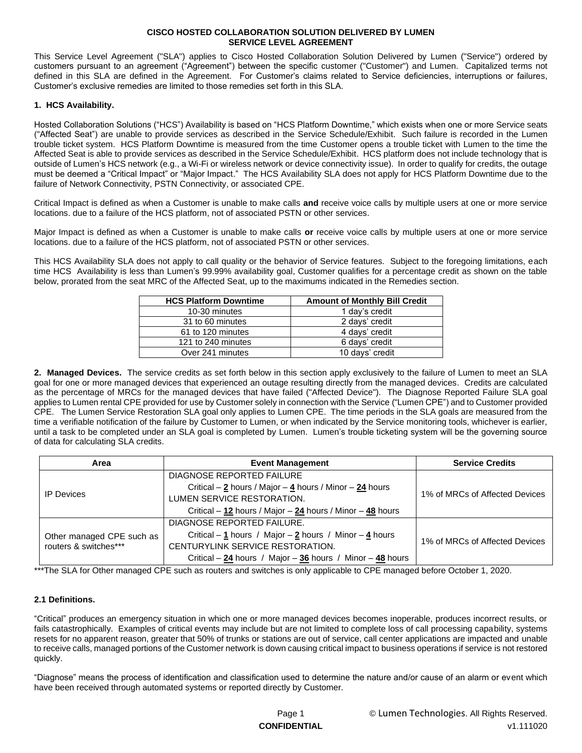**CISCO HOSTED COLLABORATION SOLUTION DELIVERED BY LUMEN**
**SERVICE LEVEL AGREEMENT**

This Service Level Agreement ("SLA") applies to Cisco Hosted Collaboration Solution Delivered by Lumen ("Service") ordered by customers pursuant to an agreement ("Agreement") between the specific customer ("Customer") and Lumen. Capitalized terms not defined in this SLA are defined in the Agreement. For Customer's claims related to Service deficiencies, interruptions or failures, Customer's exclusive remedies are limited to those remedies set forth in this SLA.

## 1. HCS Availability.

Hosted Collaboration Solutions ("HCS") Availability is based on "HCS Platform Downtime," which exists when one or more Service seats ("Affected Seat") are unable to provide services as described in the Service Schedule/Exhibit. Such failure is recorded in the Lumen trouble ticket system. HCS Platform Downtime is measured from the time Customer opens a trouble ticket with Lumen to the time the Affected Seat is able to provide services as described in the Service Schedule/Exhibit. HCS platform does not include technology that is outside of Lumen's HCS network (e.g., a Wi-Fi or wireless network or device connectivity issue). In order to qualify for credits, the outage must be deemed a "Critical Impact" or "Major Impact." The HCS Availability SLA does not apply for HCS Platform Downtime due to the failure of Network Connectivity, PSTN Connectivity, or associated CPE.

Critical Impact is defined as when a Customer is unable to make calls **and** receive voice calls by multiple users at one or more service locations. due to a failure of the HCS platform, not of associated PSTN or other services.

Major Impact is defined as when a Customer is unable to make calls **or** receive voice calls by multiple users at one or more service locations. due to a failure of the HCS platform, not of associated PSTN or other services.

This HCS Availability SLA does not apply to call quality or the behavior of Service features. Subject to the foregoing limitations, each time HCS Availability is less than Lumen's 99.99% availability goal, Customer qualifies for a percentage credit as shown on the table below, prorated from the seat MRC of the Affected Seat, up to the maximums indicated in the Remedies section.

| HCS Platform Downtime | Amount of Monthly Bill Credit |
|---|---|
| 10-30 minutes | 1 day's credit |
| 31 to 60 minutes | 2 days' credit |
| 61 to 120 minutes | 4 days' credit |
| 121 to 240 minutes | 6 days' credit |
| Over 241 minutes | 10 days' credit |

**2. Managed Devices.** The service credits as set forth below in this section apply exclusively to the failure of Lumen to meet an SLA goal for one or more managed devices that experienced an outage resulting directly from the managed devices. Credits are calculated as the percentage of MRCs for the managed devices that have failed ("Affected Device"). The Diagnose Reported Failure SLA goal applies to Lumen rental CPE provided for use by Customer solely in connection with the Service ("Lumen CPE") and to Customer provided CPE. The Lumen Service Restoration SLA goal only applies to Lumen CPE. The time periods in the SLA goals are measured from the time a verifiable notification of the failure by Customer to Lumen, or when indicated by the Service monitoring tools, whichever is earlier, until a task to be completed under an SLA goal is completed by Lumen. Lumen's trouble ticketing system will be the governing source of data for calculating SLA credits.

| Area | Event Management | Service Credits |
|---|---|---|
| IP Devices | DIAGNOSE REPORTED FAILURE<br>Critical – **2** hours / Major – **4** hours / Minor – **24** hours<br>LUMEN SERVICE RESTORATION.<br>Critical – **12** hours / Major – **24** hours / Minor – **48** hours | 1% of MRCs of Affected Devices |
| Other managed CPE such as routers & switches*** | DIAGNOSE REPORTED FAILURE.<br>Critical – **1** hours / Major – **2** hours / Minor – **4** hours<br>CENTURYLINK SERVICE RESTORATION.<br>Critical – **24** hours / Major – **36** hours / Minor – **48** hours | 1% of MRCs of Affected Devices |

***The SLA for Other managed CPE such as routers and switches is only applicable to CPE managed before October 1, 2020.

### 2.1 Definitions.

"Critical" produces an emergency situation in which one or more managed devices becomes inoperable, produces incorrect results, or fails catastrophically. Examples of critical events may include but are not limited to complete loss of call processing capability, systems resets for no apparent reason, greater that 50% of trunks or stations are out of service, call center applications are impacted and unable to receive calls, managed portions of the Customer network is down causing critical impact to business operations if service is not restored quickly.

"Diagnose" means the process of identification and classification used to determine the nature and/or cause of an alarm or event which have been received through automated systems or reported directly by Customer.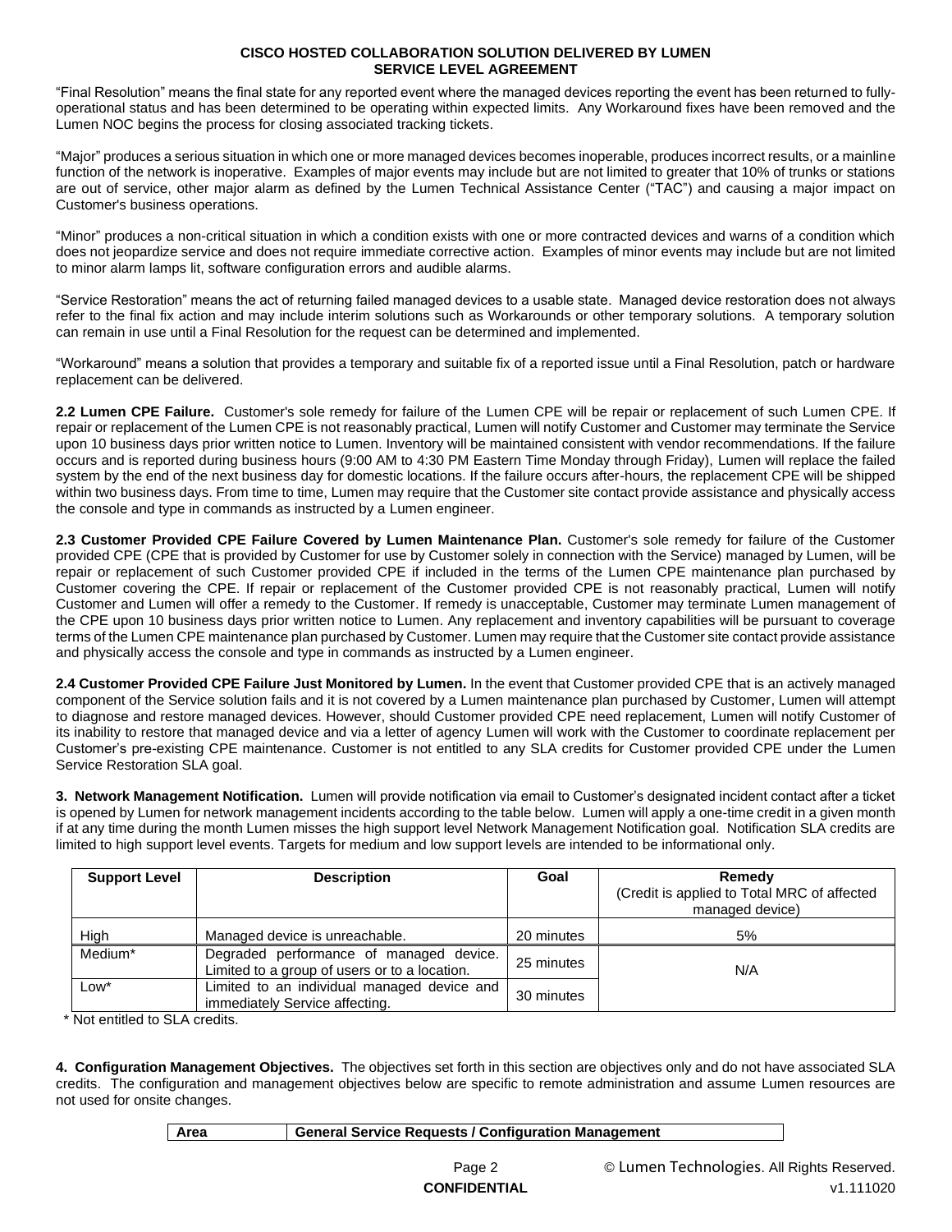"Final Resolution" means the final state for any reported event where the managed devices reporting the event has been returned to fully-operational status and has been determined to be operating within expected limits. Any Workaround fixes have been removed and the Lumen NOC begins the process for closing associated tracking tickets.

"Major" produces a serious situation in which one or more managed devices becomes inoperable, produces incorrect results, or a mainline function of the network is inoperative. Examples of major events may include but are not limited to greater that 10% of trunks or stations are out of service, other major alarm as defined by the Lumen Technical Assistance Center ("TAC") and causing a major impact on Customer's business operations.

"Minor" produces a non-critical situation in which a condition exists with one or more contracted devices and warns of a condition which does not jeopardize service and does not require immediate corrective action. Examples of minor events may include but are not limited to minor alarm lamps lit, software configuration errors and audible alarms.

"Service Restoration" means the act of returning failed managed devices to a usable state. Managed device restoration does not always refer to the final fix action and may include interim solutions such as Workarounds or other temporary solutions. A temporary solution can remain in use until a Final Resolution for the request can be determined and implemented.

"Workaround" means a solution that provides a temporary and suitable fix of a reported issue until a Final Resolution, patch or hardware replacement can be delivered.

**2.2 Lumen CPE Failure.** Customer's sole remedy for failure of the Lumen CPE will be repair or replacement of such Lumen CPE. If repair or replacement of the Lumen CPE is not reasonably practical, Lumen will notify Customer and Customer may terminate the Service upon 10 business days prior written notice to Lumen. Inventory will be maintained consistent with vendor recommendations. If the failure occurs and is reported during business hours (9:00 AM to 4:30 PM Eastern Time Monday through Friday), Lumen will replace the failed system by the end of the next business day for domestic locations. If the failure occurs after-hours, the replacement CPE will be shipped within two business days. From time to time, Lumen may require that the Customer site contact provide assistance and physically access the console and type in commands as instructed by a Lumen engineer.

**2.3 Customer Provided CPE Failure Covered by Lumen Maintenance Plan.** Customer's sole remedy for failure of the Customer provided CPE (CPE that is provided by Customer for use by Customer solely in connection with the Service) managed by Lumen, will be repair or replacement of such Customer provided CPE if included in the terms of the Lumen CPE maintenance plan purchased by Customer covering the CPE. If repair or replacement of the Customer provided CPE is not reasonably practical, Lumen will notify Customer and Lumen will offer a remedy to the Customer. If remedy is unacceptable, Customer may terminate Lumen management of the CPE upon 10 business days prior written notice to Lumen. Any replacement and inventory capabilities will be pursuant to coverage terms of the Lumen CPE maintenance plan purchased by Customer. Lumen may require that the Customer site contact provide assistance and physically access the console and type in commands as instructed by a Lumen engineer.

**2.4 Customer Provided CPE Failure Just Monitored by Lumen.** In the event that Customer provided CPE that is an actively managed component of the Service solution fails and it is not covered by a Lumen maintenance plan purchased by Customer, Lumen will attempt to diagnose and restore managed devices. However, should Customer provided CPE need replacement, Lumen will notify Customer of its inability to restore that managed device and via a letter of agency Lumen will work with the Customer to coordinate replacement per Customer's pre-existing CPE maintenance. Customer is not entitled to any SLA credits for Customer provided CPE under the Lumen Service Restoration SLA goal.

**3. Network Management Notification.** Lumen will provide notification via email to Customer's designated incident contact after a ticket is opened by Lumen for network management incidents according to the table below. Lumen will apply a one-time credit in a given month if at any time during the month Lumen misses the high support level Network Management Notification goal. Notification SLA credits are limited to high support level events. Targets for medium and low support levels are intended to be informational only.

| Support Level | Description | Goal | Remedy (Credit is applied to Total MRC of affected managed device) |
|---|---|---|---|
| High | Managed device is unreachable. | 20 minutes | 5% |
| Medium* | Degraded performance of managed device. Limited to a group of users or to a location. | 25 minutes | N/A |
| Low* | Limited to an individual managed device and immediately Service affecting. | 30 minutes | |

\* Not entitled to SLA credits.

**4. Configuration Management Objectives.** The objectives set forth in this section are objectives only and do not have associated SLA credits. The configuration and management objectives below are specific to remote administration and assume Lumen resources are not used for onsite changes.

| Area | General Service Requests / Configuration Management |
|---|---|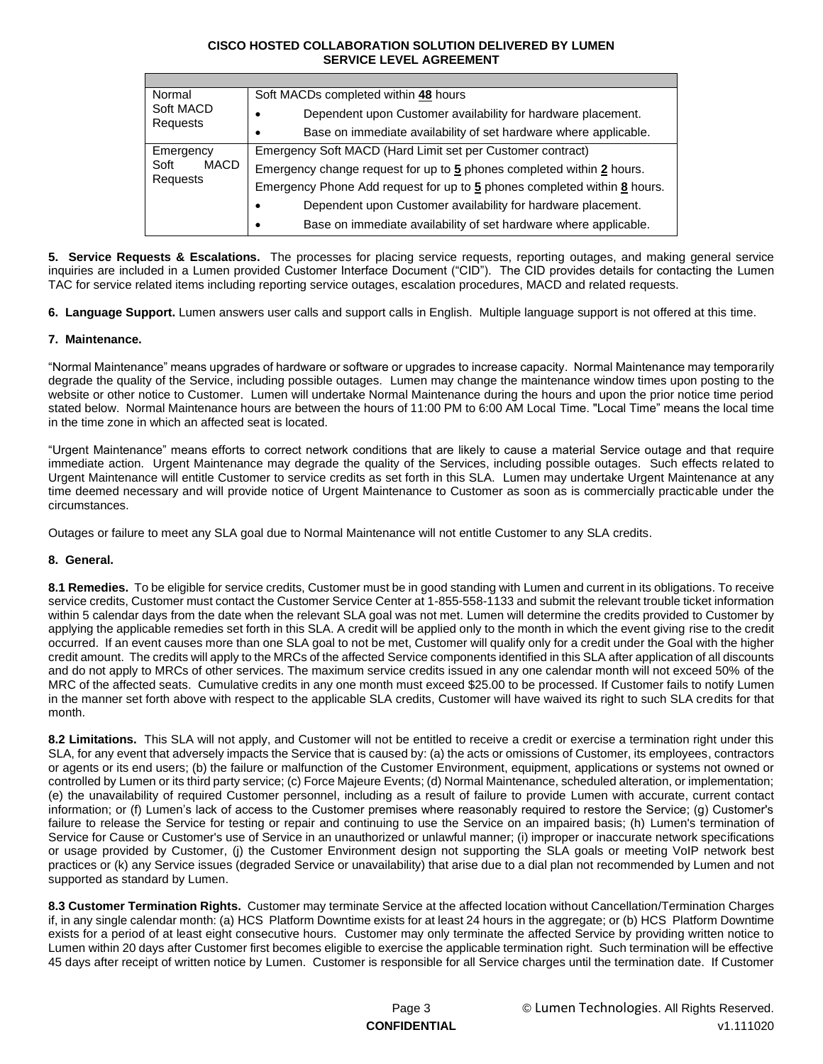| | |
|---|---|
| Normal Soft MACD Requests | Soft MACDs completed within **48** hours<br>• Dependent upon Customer availability for hardware placement.<br>• Base on immediate availability of set hardware where applicable. |
| Emergency Soft MACD Requests | Emergency Soft MACD (Hard Limit set per Customer contract)<br>Emergency change request for up to **5** phones completed within **2** hours.<br>Emergency Phone Add request for up to **5** phones completed within **8** hours.<br>• Dependent upon Customer availability for hardware placement.<br>• Base on immediate availability of set hardware where applicable. |

**5. Service Requests & Escalations.** The processes for placing service requests, reporting outages, and making general service inquiries are included in a Lumen provided Customer Interface Document ("CID"). The CID provides details for contacting the Lumen TAC for service related items including reporting service outages, escalation procedures, MACD and related requests.

**6. Language Support.** Lumen answers user calls and support calls in English. Multiple language support is not offered at this time.

**7. Maintenance.**

"Normal Maintenance" means upgrades of hardware or software or upgrades to increase capacity. Normal Maintenance may temporarily degrade the quality of the Service, including possible outages. Lumen may change the maintenance window times upon posting to the website or other notice to Customer. Lumen will undertake Normal Maintenance during the hours and upon the prior notice time period stated below. Normal Maintenance hours are between the hours of 11:00 PM to 6:00 AM Local Time. "Local Time" means the local time in the time zone in which an affected seat is located.

"Urgent Maintenance" means efforts to correct network conditions that are likely to cause a material Service outage and that require immediate action. Urgent Maintenance may degrade the quality of the Services, including possible outages. Such effects related to Urgent Maintenance will entitle Customer to service credits as set forth in this SLA. Lumen may undertake Urgent Maintenance at any time deemed necessary and will provide notice of Urgent Maintenance to Customer as soon as is commercially practicable under the circumstances.

Outages or failure to meet any SLA goal due to Normal Maintenance will not entitle Customer to any SLA credits.

**8. General.**

**8.1 Remedies.** To be eligible for service credits, Customer must be in good standing with Lumen and current in its obligations. To receive service credits, Customer must contact the Customer Service Center at 1-855-558-1133 and submit the relevant trouble ticket information within 5 calendar days from the date when the relevant SLA goal was not met. Lumen will determine the credits provided to Customer by applying the applicable remedies set forth in this SLA. A credit will be applied only to the month in which the event giving rise to the credit occurred. If an event causes more than one SLA goal to not be met, Customer will qualify only for a credit under the Goal with the higher credit amount. The credits will apply to the MRCs of the affected Service components identified in this SLA after application of all discounts and do not apply to MRCs of other services. The maximum service credits issued in any one calendar month will not exceed 50% of the MRC of the affected seats. Cumulative credits in any one month must exceed $25.00 to be processed. If Customer fails to notify Lumen in the manner set forth above with respect to the applicable SLA credits, Customer will have waived its right to such SLA credits for that month.

**8.2 Limitations.** This SLA will not apply, and Customer will not be entitled to receive a credit or exercise a termination right under this SLA, for any event that adversely impacts the Service that is caused by: (a) the acts or omissions of Customer, its employees, contractors or agents or its end users; (b) the failure or malfunction of the Customer Environment, equipment, applications or systems not owned or controlled by Lumen or its third party service; (c) Force Majeure Events; (d) Normal Maintenance, scheduled alteration, or implementation; (e) the unavailability of required Customer personnel, including as a result of failure to provide Lumen with accurate, current contact information; or (f) Lumen's lack of access to the Customer premises where reasonably required to restore the Service; (g) Customer's failure to release the Service for testing or repair and continuing to use the Service on an impaired basis; (h) Lumen's termination of Service for Cause or Customer's use of Service in an unauthorized or unlawful manner; (i) improper or inaccurate network specifications or usage provided by Customer, (j) the Customer Environment design not supporting the SLA goals or meeting VoIP network best practices or (k) any Service issues (degraded Service or unavailability) that arise due to a dial plan not recommended by Lumen and not supported as standard by Lumen.

**8.3 Customer Termination Rights.** Customer may terminate Service at the affected location without Cancellation/Termination Charges if, in any single calendar month: (a) HCS Platform Downtime exists for at least 24 hours in the aggregate; or (b) HCS Platform Downtime exists for a period of at least eight consecutive hours. Customer may only terminate the affected Service by providing written notice to Lumen within 20 days after Customer first becomes eligible to exercise the applicable termination right. Such termination will be effective 45 days after receipt of written notice by Lumen. Customer is responsible for all Service charges until the termination date. If Customer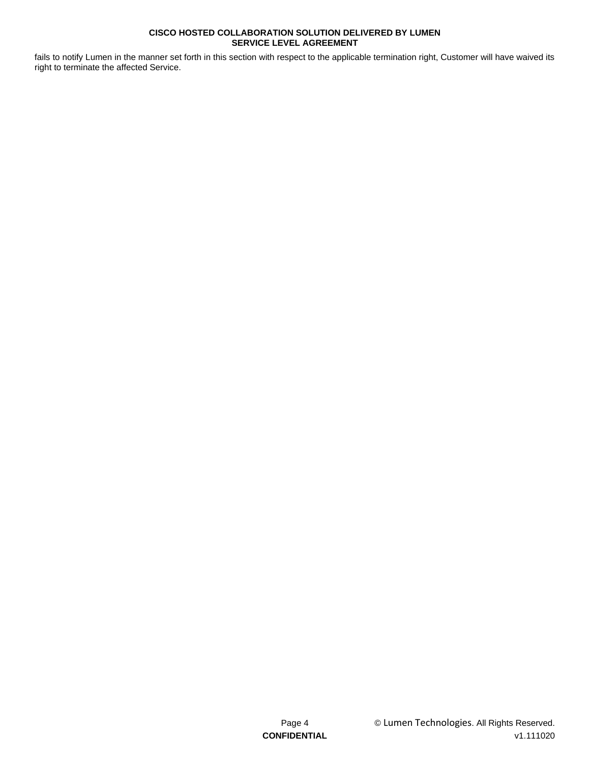fails to notify Lumen in the manner set forth in this section with respect to the applicable termination right, Customer will have waived its right to terminate the affected Service.